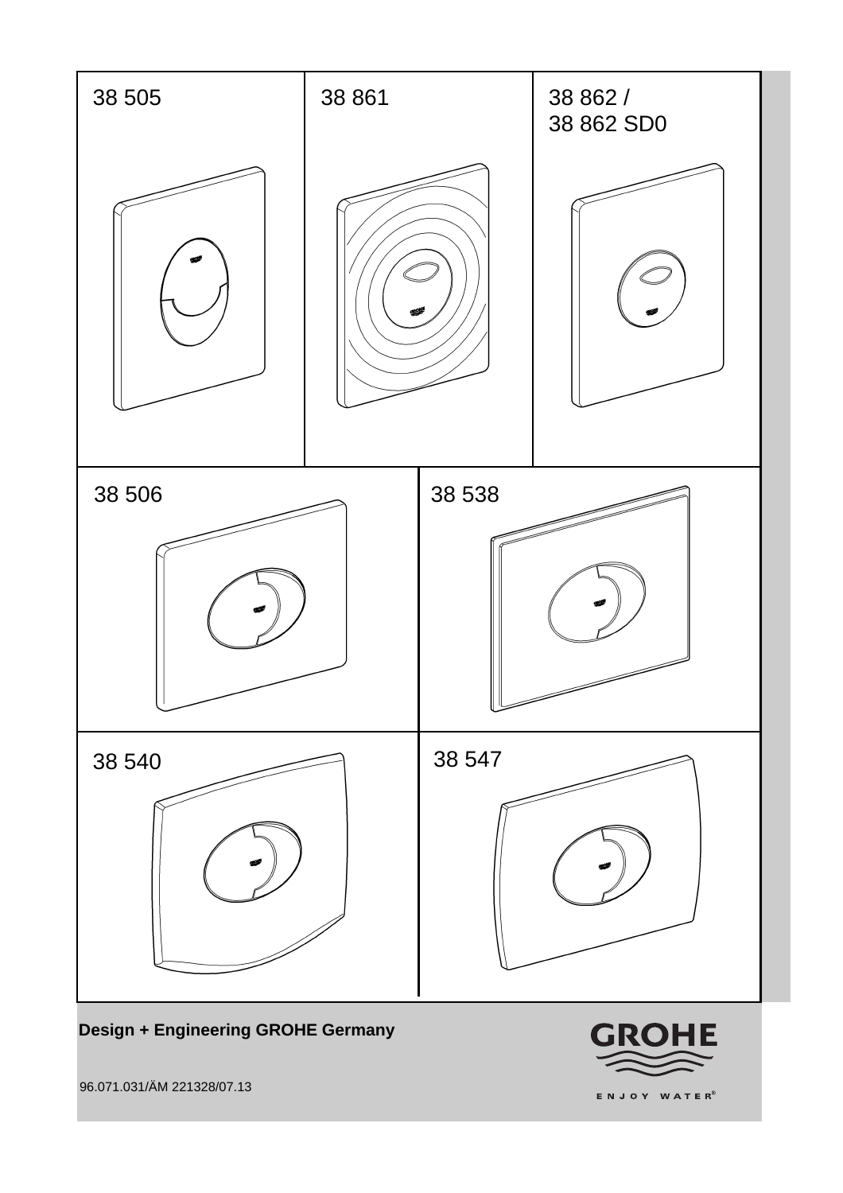38 505

38 861

38 862 /
38 862 SD0

38 506

38 538

38 540

38 547

**Design + Engineering GROHE Germany**

96.071.031/ÄM 221328/07.13

GROHE

ENJOY WATER®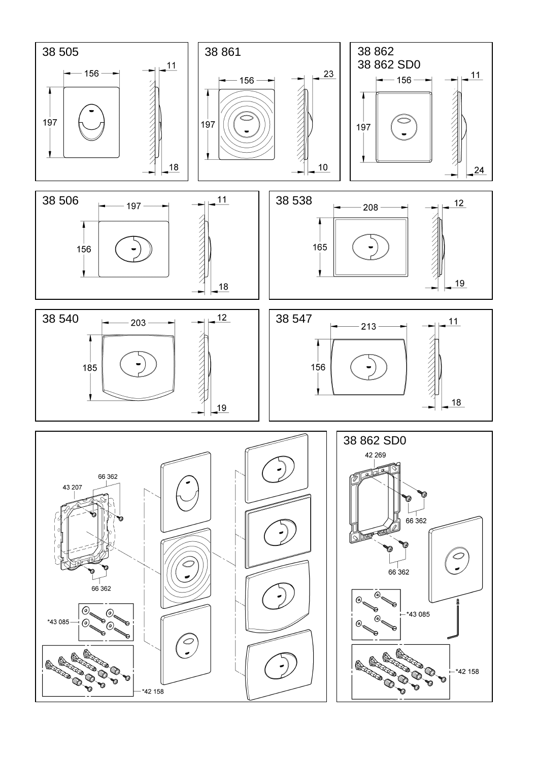38 505

156

197

11

18

38 861

156

197

23

10

38 862
38 862 SD0

156

197

11

24

38 506

197

156

11

18

38 538

208

165

12

19

38 540

203

185

12

19

38 547

213

156

11

18

66 362

43 207

66 362

*43 085

*42 158

38 862 SD0

42 269

66 362

66 362

*43 085

*42 158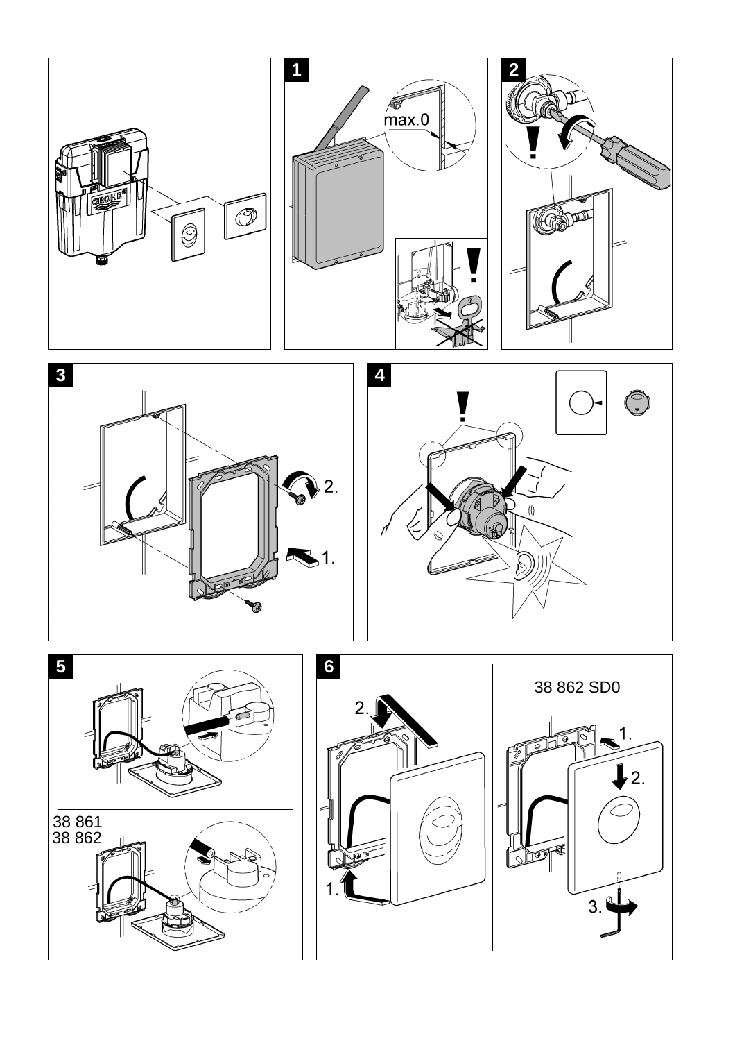1

max.0

2

3

2.

1.

4

5

38 861
38 862

6

38 862 SD0

2.

1.

1.

2.

3.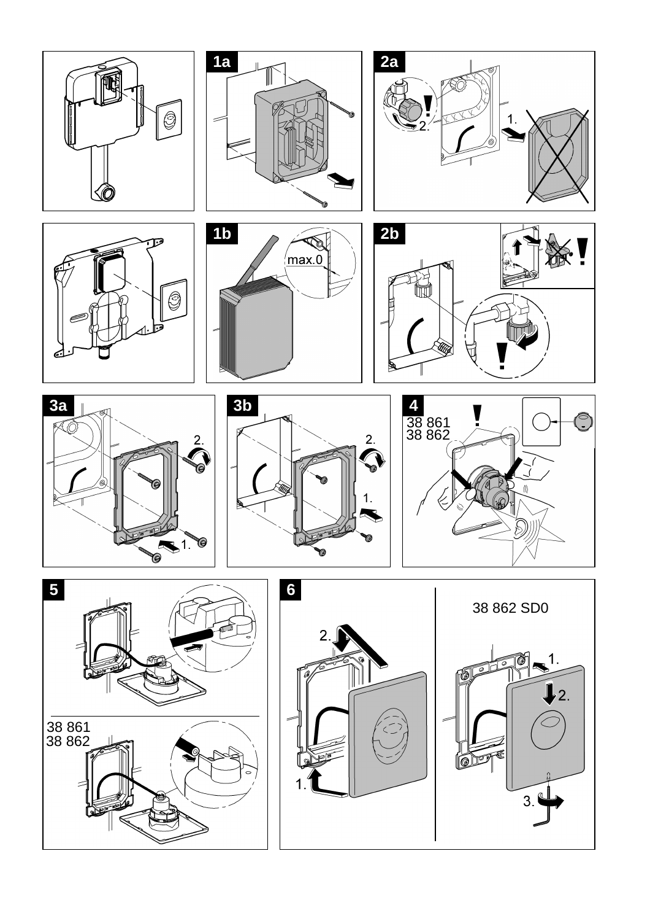1a

2a

1.

2.

1b

max.0

2b

3a

2.

1.

3b

2.

1.

4

38 861
38 862

5

38 861
38 862

6

2.

1.

38 862 SD0

1.

2.

3.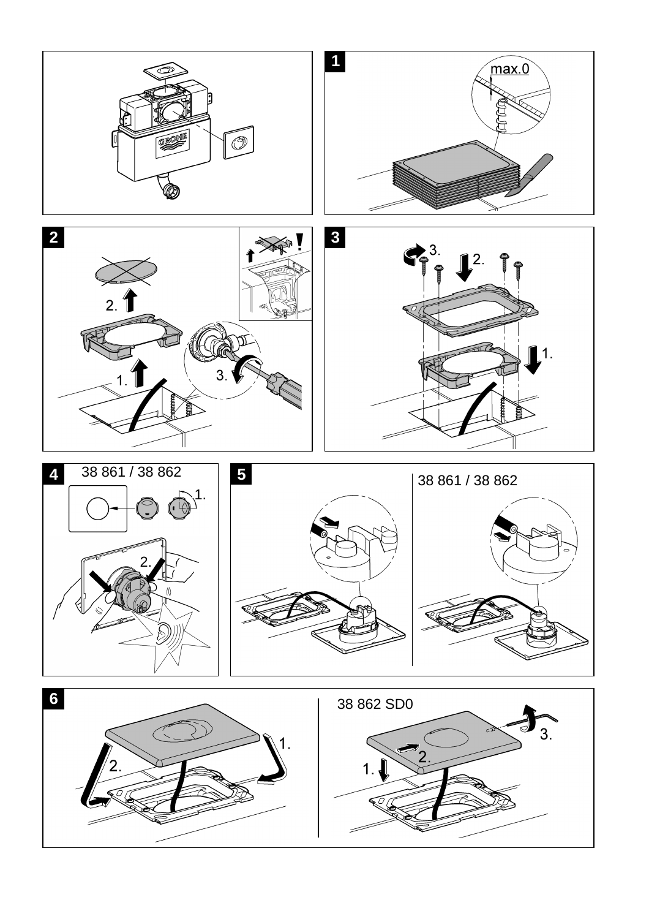1

max.0

2

2.

1.

3.

3

3.

2.

1.

4

38 861 / 38 862

1.

2.

5

38 861 / 38 862

6

1.

2.

38 862 SD0

3.

2.

1.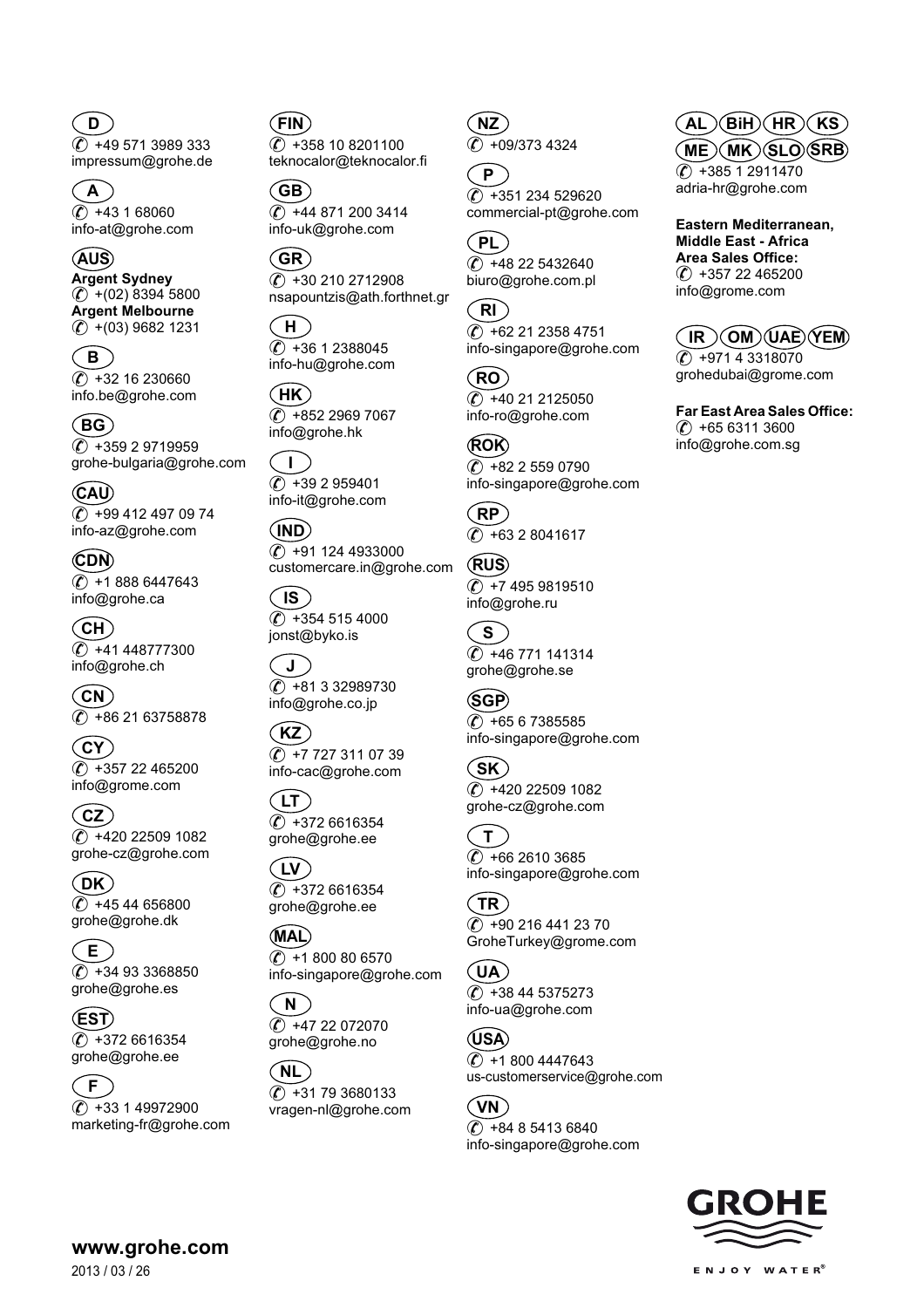**D**
✆ +49 571 3989 333
impressum@grohe.de

**A**
✆ +43 1 68060
info-at@grohe.com

**AUS**
**Argent Sydney**
✆ +(02) 8394 5800
**Argent Melbourne**
✆ +(03) 9682 1231

**B**
✆ +32 16 230660
info.be@grohe.com

**BG**
✆ +359 2 9719959
grohe-bulgaria@grohe.com

**CAU**
✆ +99 412 497 09 74
info-az@grohe.com

**CDN**
✆ +1 888 6447643
info@grohe.ca

**CH**
✆ +41 448777300
info@grohe.ch

**CN**
✆ +86 21 63758878

**CY**
✆ +357 22 465200
info@grome.com

**CZ**
✆ +420 22509 1082
grohe-cz@grohe.com

**DK**
✆ +45 44 656800
grohe@grohe.dk

**E**
✆ +34 93 3368850
grohe@grohe.es

**EST**
✆ +372 6616354
grohe@grohe.ee

**F**
✆ +33 1 49972900
marketing-fr@grohe.com

**FIN**
✆ +358 10 8201100
teknocalor@teknocalor.fi

**GB**
✆ +44 871 200 3414
info-uk@grohe.com

**GR**
✆ +30 210 2712908
nsapountzis@ath.forthnet.gr

**H**
✆ +36 1 2388045
info-hu@grohe.com

**HK**
✆ +852 2969 7067
info@grohe.hk

**I**
✆ +39 2 959401
info-it@grohe.com

**IND**
✆ +91 124 4933000
customercare.in@grohe.com

**IS**
✆ +354 515 4000
jonst@byko.is

**J**
✆ +81 3 32989730
info@grohe.co.jp

**KZ**
✆ +7 727 311 07 39
info-cac@grohe.com

**LT**
✆ +372 6616354
grohe@grohe.ee

**LV**
✆ +372 6616354
grohe@grohe.ee

**MAL**
✆ +1 800 80 6570
info-singapore@grohe.com

**N**
✆ +47 22 072070
grohe@grohe.no

**NL**
✆ +31 79 3680133
vragen-nl@grohe.com

**NZ**
✆ +09/373 4324

**P**
✆ +351 234 529620
commercial-pt@grohe.com

**PL**
✆ +48 22 5432640
biuro@grohe.com.pl

**RI**
✆ +62 21 2358 4751
info-singapore@grohe.com

**RO**
✆ +40 21 2125050
info-ro@grohe.com

**ROK**
✆ +82 2 559 0790
info-singapore@grohe.com

**RP**
✆ +63 2 8041617

**RUS**
✆ +7 495 9819510
info@grohe.ru

**S**
✆ +46 771 141314
grohe@grohe.se

**SGP**
✆ +65 6 7385585
info-singapore@grohe.com

**SK**
✆ +420 22509 1082
grohe-cz@grohe.com

**T**
✆ +66 2610 3685
info-singapore@grohe.com

**TR**
✆ +90 216 441 23 70
GroheTurkey@grome.com

**UA**
✆ +38 44 5375273
info-ua@grohe.com

**USA**
✆ +1 800 4447643
us-customerservice@grohe.com

**VN**
✆ +84 8 5413 6840
info-singapore@grohe.com

**AL BiH HR KS ME MK SLO SRB**
✆ +385 1 2911470
adria-hr@grohe.com

**Eastern Mediterranean, Middle East - Africa Area Sales Office:**
✆ +357 22 465200
info@grome.com

**IR OM UAE YEM**
✆ +971 4 3318070
grohedubai@grome.com

**Far East Area Sales Office:**
✆ +65 6311 3600
info@grohe.com.sg

**www.grohe.com**
2013 / 03 / 26

GROHE
ENJOY WATER®